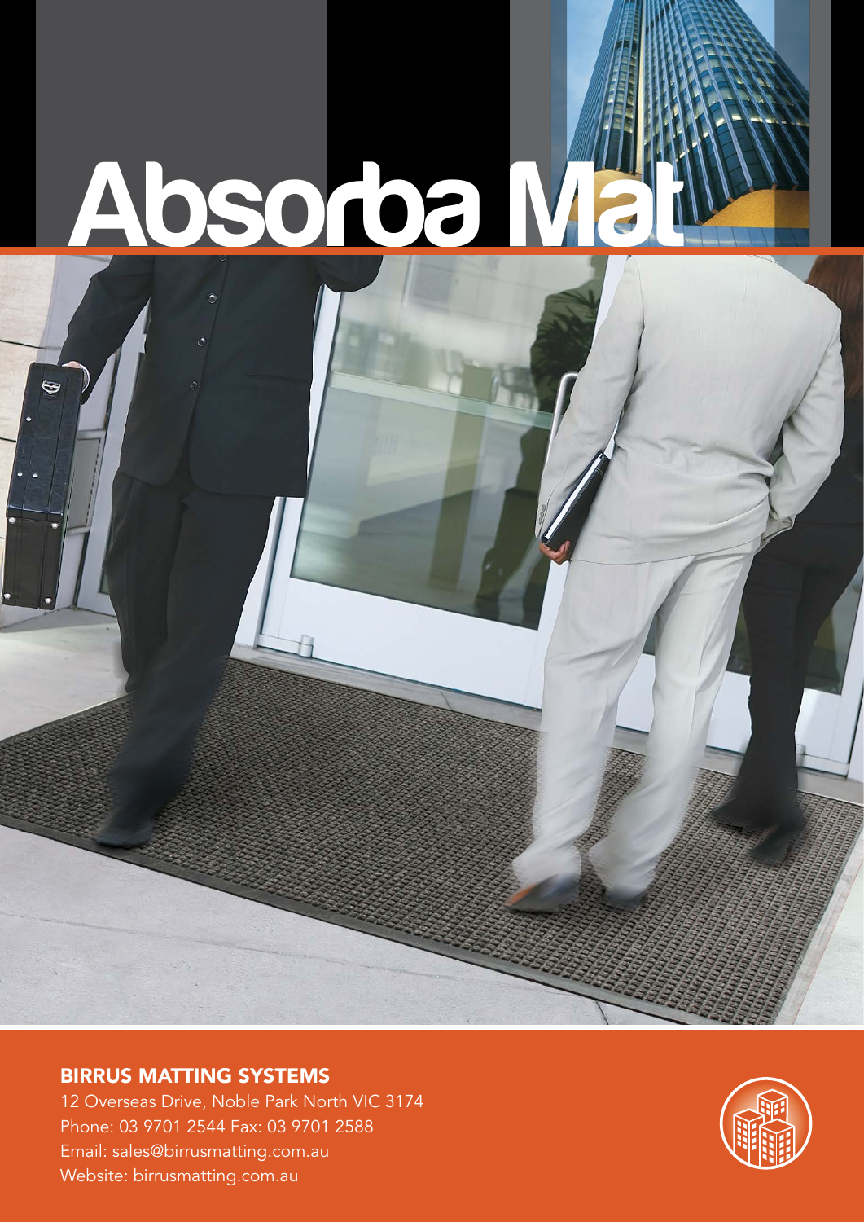# Absorba Mat

## BIRRUS MATTING SYSTEMS

12 Overseas Drive, Noble Park North VIC 3174
Phone: 03 9701 2544 Fax: 03 9701 2588
Email: sales@birrusmatting.com.au
Website: birrusmatting.com.au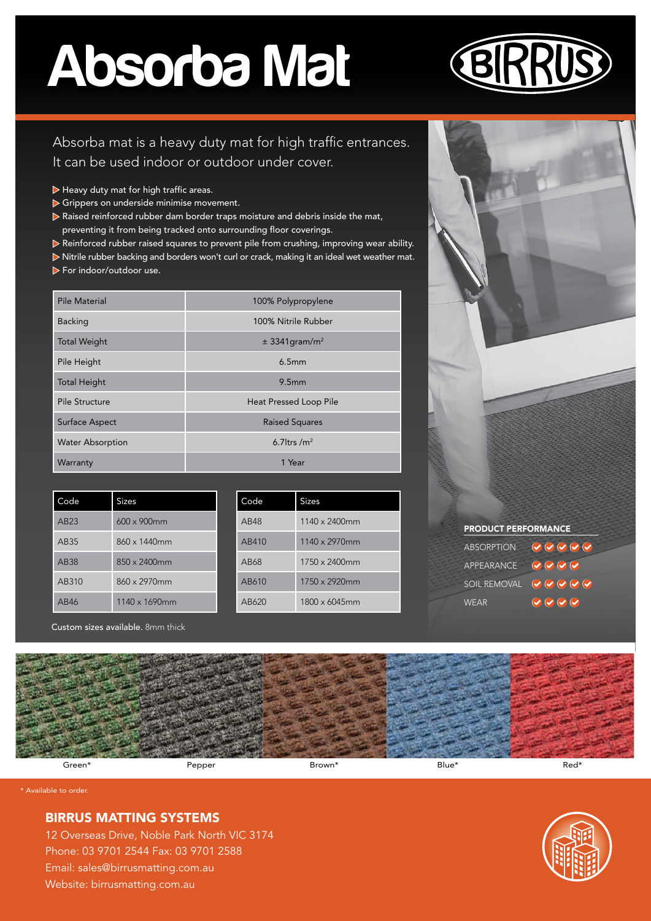# Absorba Mat

BIRRUS

Absorba mat is a heavy duty mat for high traffic entrances. It can be used indoor or outdoor under cover.

- Heavy duty mat for high traffic areas.
- Grippers on underside minimise movement.
- Raised reinforced rubber dam border traps moisture and debris inside the mat, preventing it from being tracked onto surrounding floor coverings.
- Reinforced rubber raised squares to prevent pile from crushing, improving wear ability.
- Nitrile rubber backing and borders won't curl or crack, making it an ideal wet weather mat.
- For indoor/outdoor use.

| | |
|---|---|
| Pile Material | 100% Polypropylene |
| Backing | 100% Nitrile Rubber |
| Total Weight | ± 3341gram/m² |
| Pile Height | 6.5mm |
| Total Height | 9.5mm |
| Pile Structure | Heat Pressed Loop Pile |
| Surface Aspect | Raised Squares |
| Water Absorption | 6.7ltrs /m² |
| Warranty | 1 Year |

| Code | Sizes |
|---|---|
| AB23 | 600 x 900mm |
| AB35 | 860 x 1440mm |
| AB38 | 850 x 2400mm |
| AB310 | 860 x 2970mm |
| AB46 | 1140 x 1690mm |

| Code | Sizes |
|---|---|
| AB48 | 1140 x 2400mm |
| AB410 | 1140 x 2970mm |
| AB68 | 1750 x 2400mm |
| AB610 | 1750 x 2920mm |
| AB620 | 1800 x 6045mm |

**Custom sizes available.** 8mm thick

**PRODUCT PERFORMANCE**

ABSORPTION ✔✔✔✔✔

APPEARANCE ✔✔✔✔

SOIL REMOVAL ✔✔✔✔✔

WEAR ✔✔✔✔

Green* Pepper Brown* Blue* Red*

* Available to order.

## BIRRUS MATTING SYSTEMS

12 Overseas Drive, Noble Park North VIC 3174
Phone: 03 9701 2544 Fax: 03 9701 2588
Email: sales@birrusmatting.com.au
Website: birrusmatting.com.au